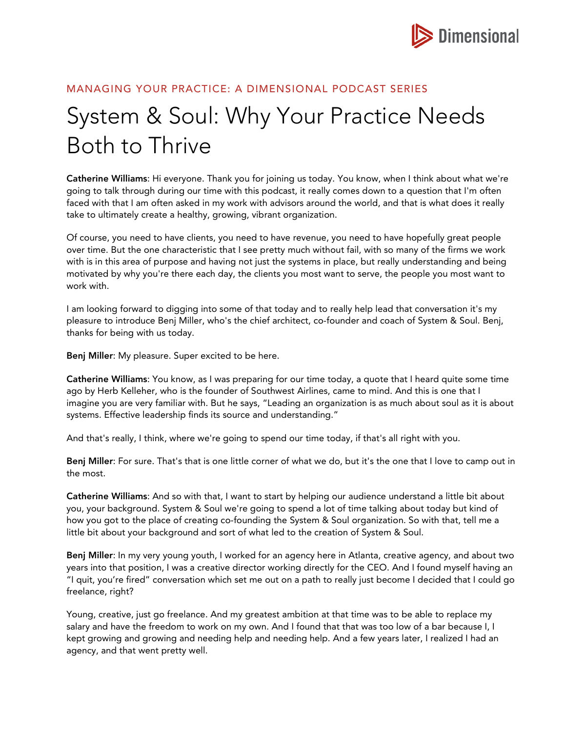MANAGING YOUR PRACTICE: A DIMENSIONAL PODCAST SERIES

# System & Soul: Why Your Practice Needs Both to Thrive

**Catherine Williams**: Hi everyone. Thank you for joining us today. You know, when I think about what we're going to talk through during our time with this podcast, it really comes down to a question that I'm often faced with that I am often asked in my work with advisors around the world, and that is what does it really take to ultimately create a healthy, growing, vibrant organization.

Of course, you need to have clients, you need to have revenue, you need to have hopefully great people over time. But the one characteristic that I see pretty much without fail, with so many of the firms we work with is in this area of purpose and having not just the systems in place, but really understanding and being motivated by why you're there each day, the clients you most want to serve, the people you most want to work with.

I am looking forward to digging into some of that today and to really help lead that conversation it's my pleasure to introduce Benj Miller, who's the chief architect, co-founder and coach of System & Soul. Benj, thanks for being with us today.

**Benj Miller**: My pleasure. Super excited to be here.

**Catherine Williams**: You know, as I was preparing for our time today, a quote that I heard quite some time ago by Herb Kelleher, who is the founder of Southwest Airlines, came to mind. And this is one that I imagine you are very familiar with. But he says, "Leading an organization is as much about soul as it is about systems. Effective leadership finds its source and understanding."

And that's really, I think, where we're going to spend our time today, if that's all right with you.

**Benj Miller**: For sure. That's that is one little corner of what we do, but it's the one that I love to camp out in the most.

**Catherine Williams**: And so with that, I want to start by helping our audience understand a little bit about you, your background. System & Soul we're going to spend a lot of time talking about today but kind of how you got to the place of creating co-founding the System & Soul organization. So with that, tell me a little bit about your background and sort of what led to the creation of System & Soul.

**Benj Miller**: In my very young youth, I worked for an agency here in Atlanta, creative agency, and about two years into that position, I was a creative director working directly for the CEO. And I found myself having an "I quit, you're fired" conversation which set me out on a path to really just become I decided that I could go freelance, right?

Young, creative, just go freelance. And my greatest ambition at that time was to be able to replace my salary and have the freedom to work on my own. And I found that that was too low of a bar because I, I kept growing and growing and needing help and needing help. And a few years later, I realized I had an agency, and that went pretty well.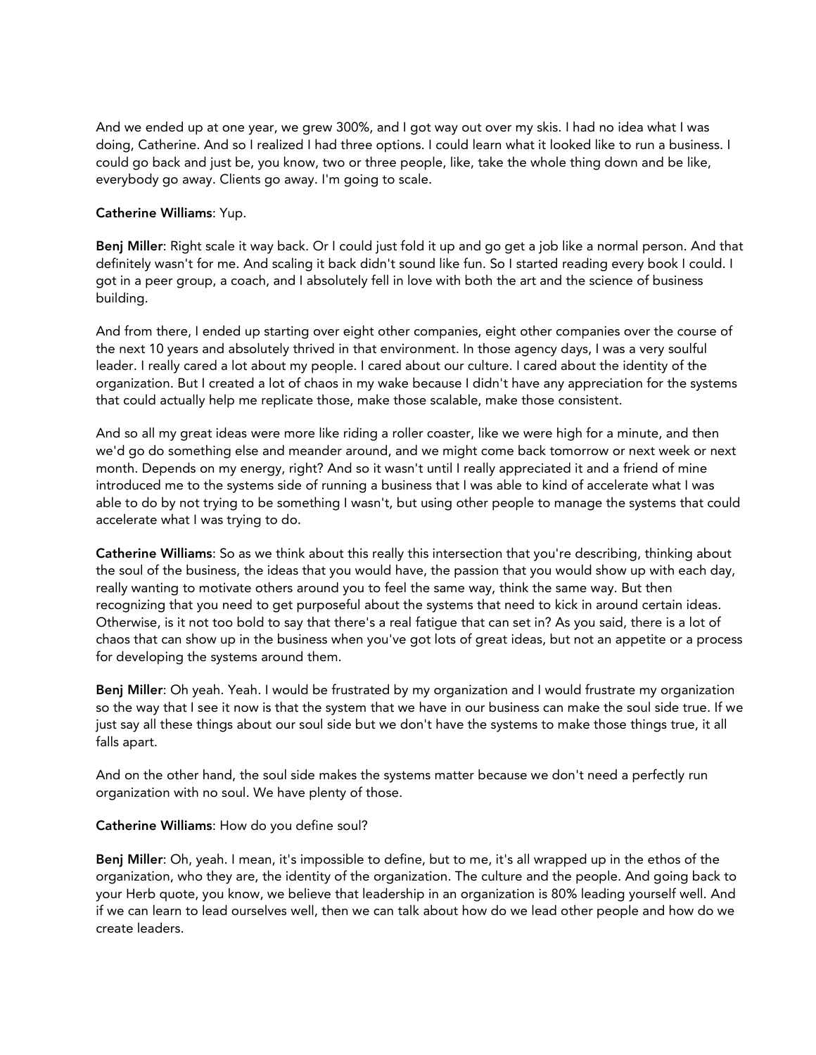And we ended up at one year, we grew 300%, and I got way out over my skis. I had no idea what I was doing, Catherine. And so I realized I had three options. I could learn what it looked like to run a business. I could go back and just be, you know, two or three people, like, take the whole thing down and be like, everybody go away. Clients go away. I'm going to scale.

**Catherine Williams**: Yup.

**Benj Miller**: Right scale it way back. Or I could just fold it up and go get a job like a normal person. And that definitely wasn't for me. And scaling it back didn't sound like fun. So I started reading every book I could. I got in a peer group, a coach, and I absolutely fell in love with both the art and the science of business building.

And from there, I ended up starting over eight other companies, eight other companies over the course of the next 10 years and absolutely thrived in that environment. In those agency days, I was a very soulful leader. I really cared a lot about my people. I cared about our culture. I cared about the identity of the organization. But I created a lot of chaos in my wake because I didn't have any appreciation for the systems that could actually help me replicate those, make those scalable, make those consistent.

And so all my great ideas were more like riding a roller coaster, like we were high for a minute, and then we'd go do something else and meander around, and we might come back tomorrow or next week or next month. Depends on my energy, right? And so it wasn't until I really appreciated it and a friend of mine introduced me to the systems side of running a business that I was able to kind of accelerate what I was able to do by not trying to be something I wasn't, but using other people to manage the systems that could accelerate what I was trying to do.

**Catherine Williams**: So as we think about this really this intersection that you're describing, thinking about the soul of the business, the ideas that you would have, the passion that you would show up with each day, really wanting to motivate others around you to feel the same way, think the same way. But then recognizing that you need to get purposeful about the systems that need to kick in around certain ideas. Otherwise, is it not too bold to say that there's a real fatigue that can set in? As you said, there is a lot of chaos that can show up in the business when you've got lots of great ideas, but not an appetite or a process for developing the systems around them.

**Benj Miller**: Oh yeah. Yeah. I would be frustrated by my organization and I would frustrate my organization so the way that I see it now is that the system that we have in our business can make the soul side true. If we just say all these things about our soul side but we don't have the systems to make those things true, it all falls apart.

And on the other hand, the soul side makes the systems matter because we don't need a perfectly run organization with no soul. We have plenty of those.

**Catherine Williams**: How do you define soul?

**Benj Miller**: Oh, yeah. I mean, it's impossible to define, but to me, it's all wrapped up in the ethos of the organization, who they are, the identity of the organization. The culture and the people. And going back to your Herb quote, you know, we believe that leadership in an organization is 80% leading yourself well. And if we can learn to lead ourselves well, then we can talk about how do we lead other people and how do we create leaders.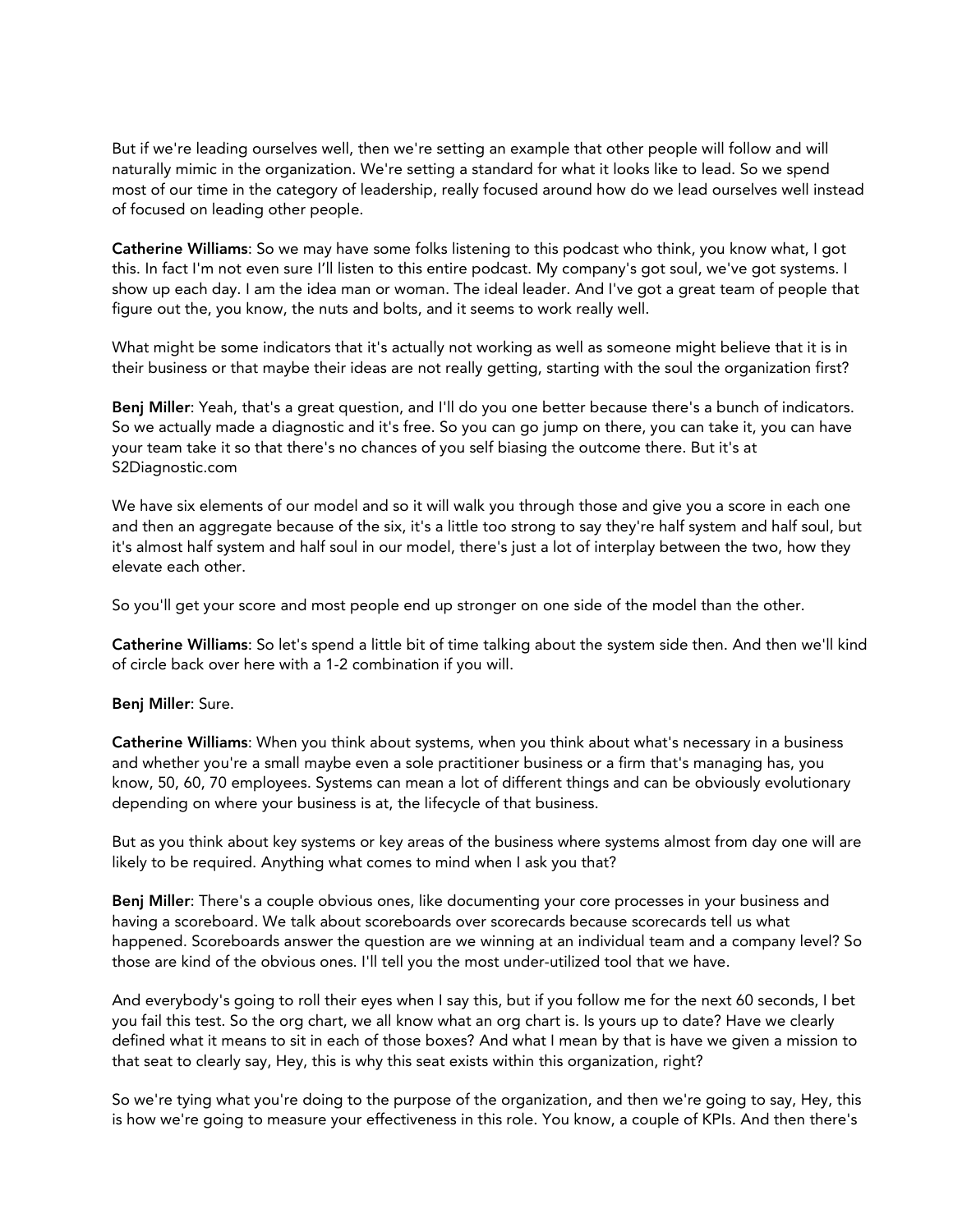But if we're leading ourselves well, then we're setting an example that other people will follow and will naturally mimic in the organization. We're setting a standard for what it looks like to lead. So we spend most of our time in the category of leadership, really focused around how do we lead ourselves well instead of focused on leading other people.

**Catherine Williams**: So we may have some folks listening to this podcast who think, you know what, I got this. In fact I'm not even sure I'll listen to this entire podcast. My company's got soul, we've got systems. I show up each day. I am the idea man or woman. The ideal leader. And I've got a great team of people that figure out the, you know, the nuts and bolts, and it seems to work really well.

What might be some indicators that it's actually not working as well as someone might believe that it is in their business or that maybe their ideas are not really getting, starting with the soul the organization first?

**Benj Miller**: Yeah, that's a great question, and I'll do you one better because there's a bunch of indicators. So we actually made a diagnostic and it's free. So you can go jump on there, you can take it, you can have your team take it so that there's no chances of you self biasing the outcome there. But it's at S2Diagnostic.com

We have six elements of our model and so it will walk you through those and give you a score in each one and then an aggregate because of the six, it's a little too strong to say they're half system and half soul, but it's almost half system and half soul in our model, there's just a lot of interplay between the two, how they elevate each other.

So you'll get your score and most people end up stronger on one side of the model than the other.

**Catherine Williams**: So let's spend a little bit of time talking about the system side then. And then we'll kind of circle back over here with a 1-2 combination if you will.

**Benj Miller**: Sure.

**Catherine Williams**: When you think about systems, when you think about what's necessary in a business and whether you're a small maybe even a sole practitioner business or a firm that's managing has, you know, 50, 60, 70 employees. Systems can mean a lot of different things and can be obviously evolutionary depending on where your business is at, the lifecycle of that business.

But as you think about key systems or key areas of the business where systems almost from day one will are likely to be required. Anything what comes to mind when I ask you that?

**Benj Miller**: There's a couple obvious ones, like documenting your core processes in your business and having a scoreboard. We talk about scoreboards over scorecards because scorecards tell us what happened. Scoreboards answer the question are we winning at an individual team and a company level? So those are kind of the obvious ones. I'll tell you the most under-utilized tool that we have.

And everybody's going to roll their eyes when I say this, but if you follow me for the next 60 seconds, I bet you fail this test. So the org chart, we all know what an org chart is. Is yours up to date? Have we clearly defined what it means to sit in each of those boxes? And what I mean by that is have we given a mission to that seat to clearly say, Hey, this is why this seat exists within this organization, right?

So we're tying what you're doing to the purpose of the organization, and then we're going to say, Hey, this is how we're going to measure your effectiveness in this role. You know, a couple of KPIs. And then there's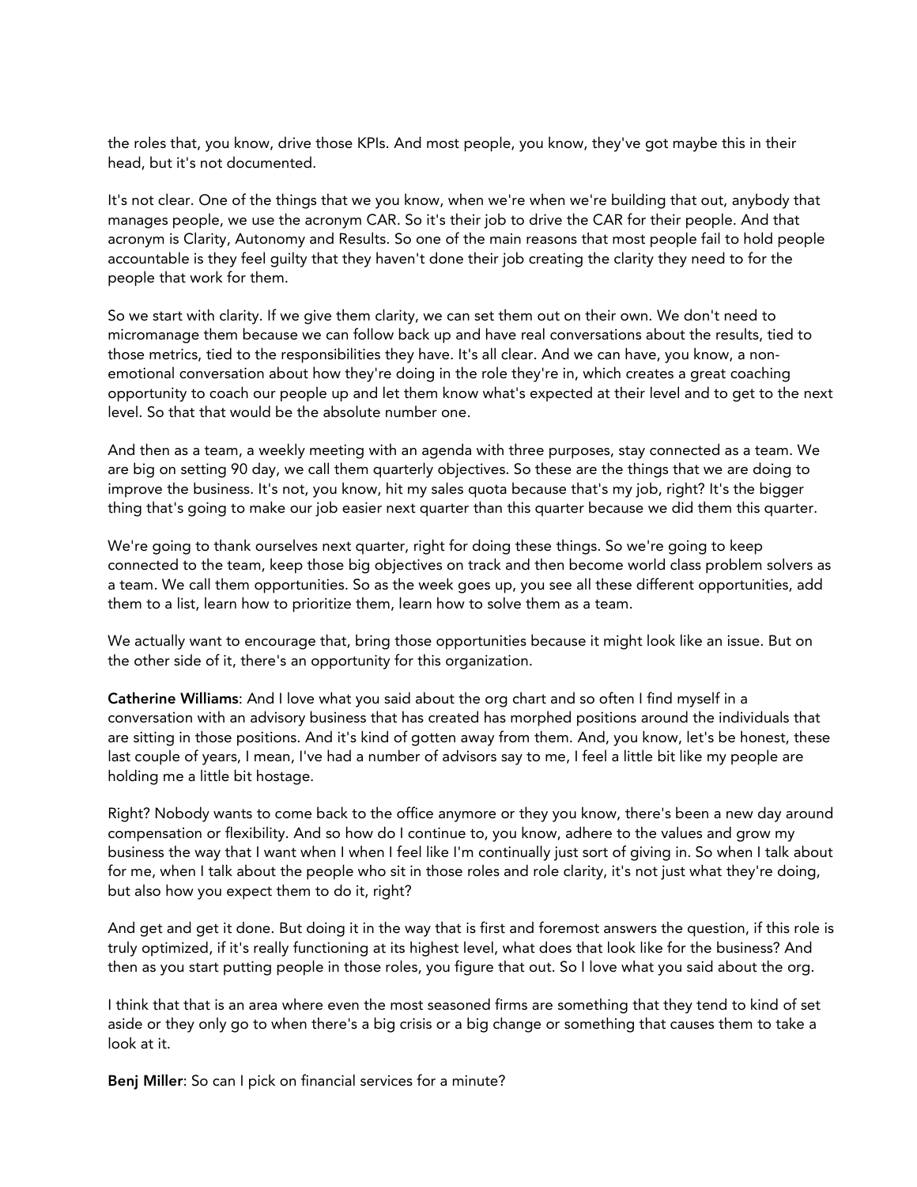the roles that, you know, drive those KPIs. And most people, you know, they've got maybe this in their head, but it's not documented.

It's not clear. One of the things that we you know, when we're when we're building that out, anybody that manages people, we use the acronym CAR. So it's their job to drive the CAR for their people. And that acronym is Clarity, Autonomy and Results. So one of the main reasons that most people fail to hold people accountable is they feel guilty that they haven't done their job creating the clarity they need to for the people that work for them.

So we start with clarity. If we give them clarity, we can set them out on their own. We don't need to micromanage them because we can follow back up and have real conversations about the results, tied to those metrics, tied to the responsibilities they have. It's all clear. And we can have, you know, a non-emotional conversation about how they're doing in the role they're in, which creates a great coaching opportunity to coach our people up and let them know what's expected at their level and to get to the next level. So that that would be the absolute number one.

And then as a team, a weekly meeting with an agenda with three purposes, stay connected as a team. We are big on setting 90 day, we call them quarterly objectives. So these are the things that we are doing to improve the business. It's not, you know, hit my sales quota because that's my job, right? It's the bigger thing that's going to make our job easier next quarter than this quarter because we did them this quarter.

We're going to thank ourselves next quarter, right for doing these things. So we're going to keep connected to the team, keep those big objectives on track and then become world class problem solvers as a team. We call them opportunities. So as the week goes up, you see all these different opportunities, add them to a list, learn how to prioritize them, learn how to solve them as a team.

We actually want to encourage that, bring those opportunities because it might look like an issue. But on the other side of it, there's an opportunity for this organization.

**Catherine Williams**: And I love what you said about the org chart and so often I find myself in a conversation with an advisory business that has created has morphed positions around the individuals that are sitting in those positions. And it's kind of gotten away from them. And, you know, let's be honest, these last couple of years, I mean, I've had a number of advisors say to me, I feel a little bit like my people are holding me a little bit hostage.

Right? Nobody wants to come back to the office anymore or they you know, there's been a new day around compensation or flexibility. And so how do I continue to, you know, adhere to the values and grow my business the way that I want when I when I feel like I'm continually just sort of giving in. So when I talk about for me, when I talk about the people who sit in those roles and role clarity, it's not just what they're doing, but also how you expect them to do it, right?

And get and get it done. But doing it in the way that is first and foremost answers the question, if this role is truly optimized, if it's really functioning at its highest level, what does that look like for the business? And then as you start putting people in those roles, you figure that out. So I love what you said about the org.

I think that that is an area where even the most seasoned firms are something that they tend to kind of set aside or they only go to when there's a big crisis or a big change or something that causes them to take a look at it.

**Benj Miller**: So can I pick on financial services for a minute?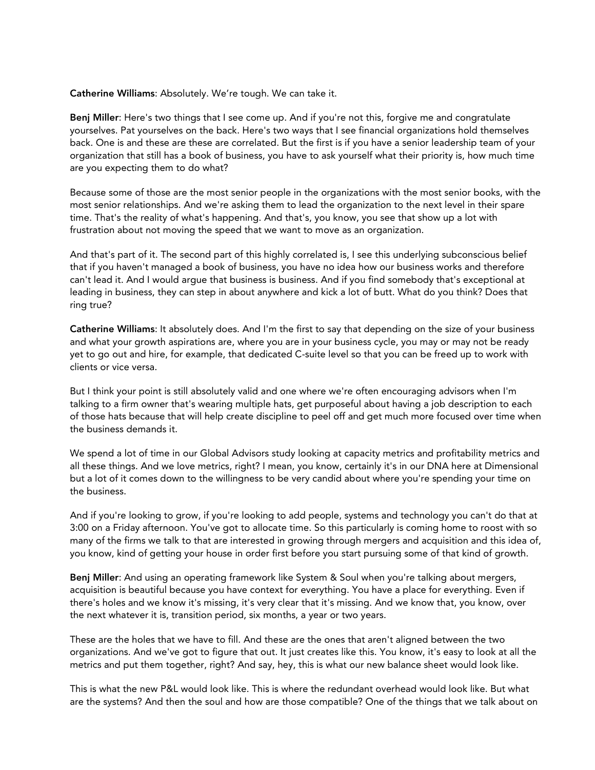**Catherine Williams**: Absolutely. We're tough. We can take it.

**Benj Miller**: Here's two things that I see come up. And if you're not this, forgive me and congratulate yourselves. Pat yourselves on the back. Here's two ways that I see financial organizations hold themselves back. One is and these are these are correlated. But the first is if you have a senior leadership team of your organization that still has a book of business, you have to ask yourself what their priority is, how much time are you expecting them to do what?

Because some of those are the most senior people in the organizations with the most senior books, with the most senior relationships. And we're asking them to lead the organization to the next level in their spare time. That's the reality of what's happening. And that's, you know, you see that show up a lot with frustration about not moving the speed that we want to move as an organization.

And that's part of it. The second part of this highly correlated is, I see this underlying subconscious belief that if you haven't managed a book of business, you have no idea how our business works and therefore can't lead it. And I would argue that business is business. And if you find somebody that's exceptional at leading in business, they can step in about anywhere and kick a lot of butt. What do you think? Does that ring true?

**Catherine Williams**: It absolutely does. And I'm the first to say that depending on the size of your business and what your growth aspirations are, where you are in your business cycle, you may or may not be ready yet to go out and hire, for example, that dedicated C-suite level so that you can be freed up to work with clients or vice versa.

But I think your point is still absolutely valid and one where we're often encouraging advisors when I'm talking to a firm owner that's wearing multiple hats, get purposeful about having a job description to each of those hats because that will help create discipline to peel off and get much more focused over time when the business demands it.

We spend a lot of time in our Global Advisors study looking at capacity metrics and profitability metrics and all these things. And we love metrics, right? I mean, you know, certainly it's in our DNA here at Dimensional but a lot of it comes down to the willingness to be very candid about where you're spending your time on the business.

And if you're looking to grow, if you're looking to add people, systems and technology you can't do that at 3:00 on a Friday afternoon. You've got to allocate time. So this particularly is coming home to roost with so many of the firms we talk to that are interested in growing through mergers and acquisition and this idea of, you know, kind of getting your house in order first before you start pursuing some of that kind of growth.

**Benj Miller**: And using an operating framework like System & Soul when you're talking about mergers, acquisition is beautiful because you have context for everything. You have a place for everything. Even if there's holes and we know it's missing, it's very clear that it's missing. And we know that, you know, over the next whatever it is, transition period, six months, a year or two years.

These are the holes that we have to fill. And these are the ones that aren't aligned between the two organizations. And we've got to figure that out. It just creates like this. You know, it's easy to look at all the metrics and put them together, right? And say, hey, this is what our new balance sheet would look like.

This is what the new P&L would look like. This is where the redundant overhead would look like. But what are the systems? And then the soul and how are those compatible? One of the things that we talk about on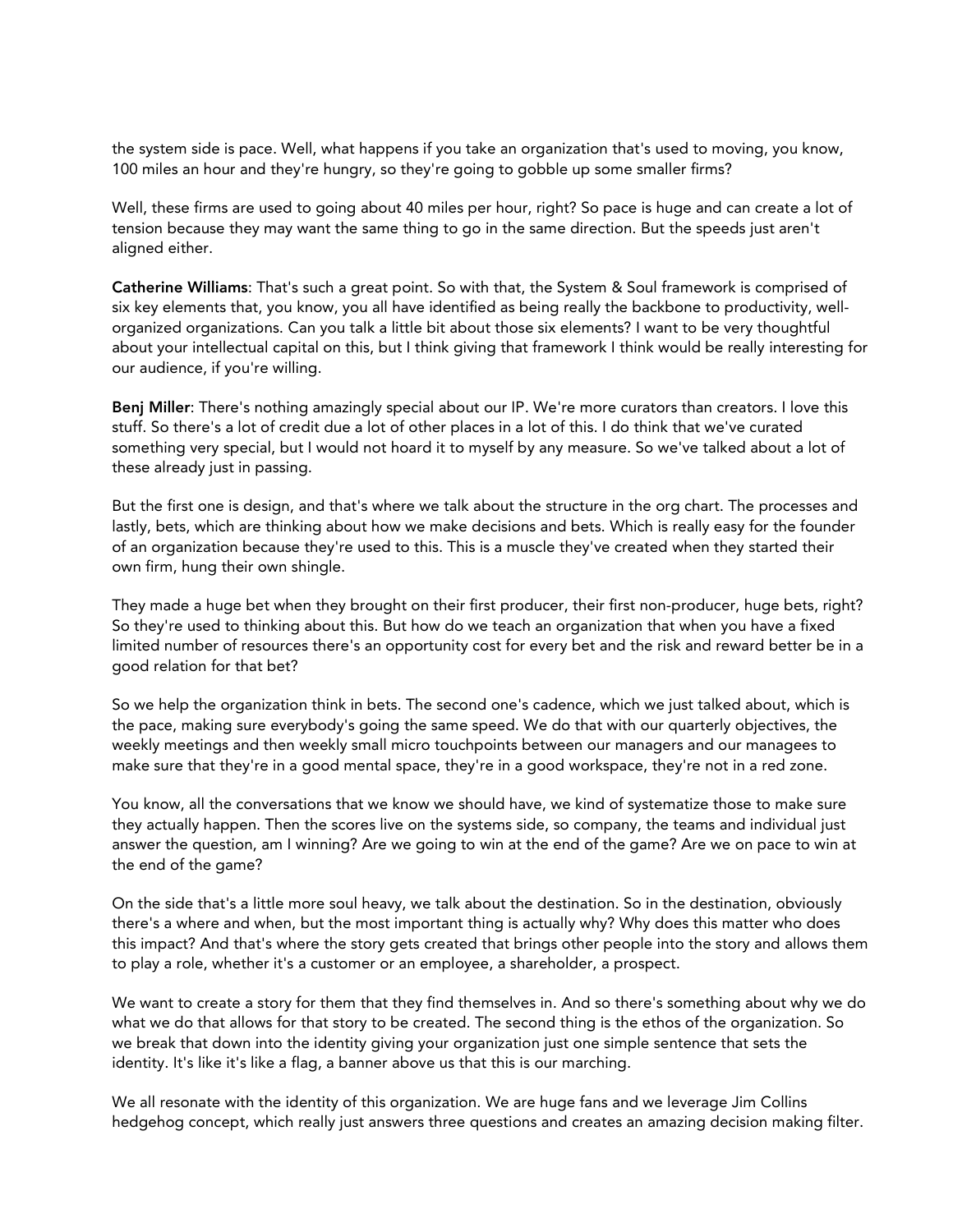the system side is pace. Well, what happens if you take an organization that's used to moving, you know, 100 miles an hour and they're hungry, so they're going to gobble up some smaller firms?

Well, these firms are used to going about 40 miles per hour, right? So pace is huge and can create a lot of tension because they may want the same thing to go in the same direction. But the speeds just aren't aligned either.

**Catherine Williams**: That's such a great point. So with that, the System & Soul framework is comprised of six key elements that, you know, you all have identified as being really the backbone to productivity, well-organized organizations. Can you talk a little bit about those six elements? I want to be very thoughtful about your intellectual capital on this, but I think giving that framework I think would be really interesting for our audience, if you're willing.

**Benj Miller**: There's nothing amazingly special about our IP. We're more curators than creators. I love this stuff. So there's a lot of credit due a lot of other places in a lot of this. I do think that we've curated something very special, but I would not hoard it to myself by any measure. So we've talked about a lot of these already just in passing.

But the first one is design, and that's where we talk about the structure in the org chart. The processes and lastly, bets, which are thinking about how we make decisions and bets. Which is really easy for the founder of an organization because they're used to this. This is a muscle they've created when they started their own firm, hung their own shingle.

They made a huge bet when they brought on their first producer, their first non-producer, huge bets, right? So they're used to thinking about this. But how do we teach an organization that when you have a fixed limited number of resources there's an opportunity cost for every bet and the risk and reward better be in a good relation for that bet?

So we help the organization think in bets. The second one's cadence, which we just talked about, which is the pace, making sure everybody's going the same speed. We do that with our quarterly objectives, the weekly meetings and then weekly small micro touchpoints between our managers and our managees to make sure that they're in a good mental space, they're in a good workspace, they're not in a red zone.

You know, all the conversations that we know we should have, we kind of systematize those to make sure they actually happen. Then the scores live on the systems side, so company, the teams and individual just answer the question, am I winning? Are we going to win at the end of the game? Are we on pace to win at the end of the game?

On the side that's a little more soul heavy, we talk about the destination. So in the destination, obviously there's a where and when, but the most important thing is actually why? Why does this matter who does this impact? And that's where the story gets created that brings other people into the story and allows them to play a role, whether it's a customer or an employee, a shareholder, a prospect.

We want to create a story for them that they find themselves in. And so there's something about why we do what we do that allows for that story to be created. The second thing is the ethos of the organization. So we break that down into the identity giving your organization just one simple sentence that sets the identity. It's like it's like a flag, a banner above us that this is our marching.

We all resonate with the identity of this organization. We are huge fans and we leverage Jim Collins hedgehog concept, which really just answers three questions and creates an amazing decision making filter.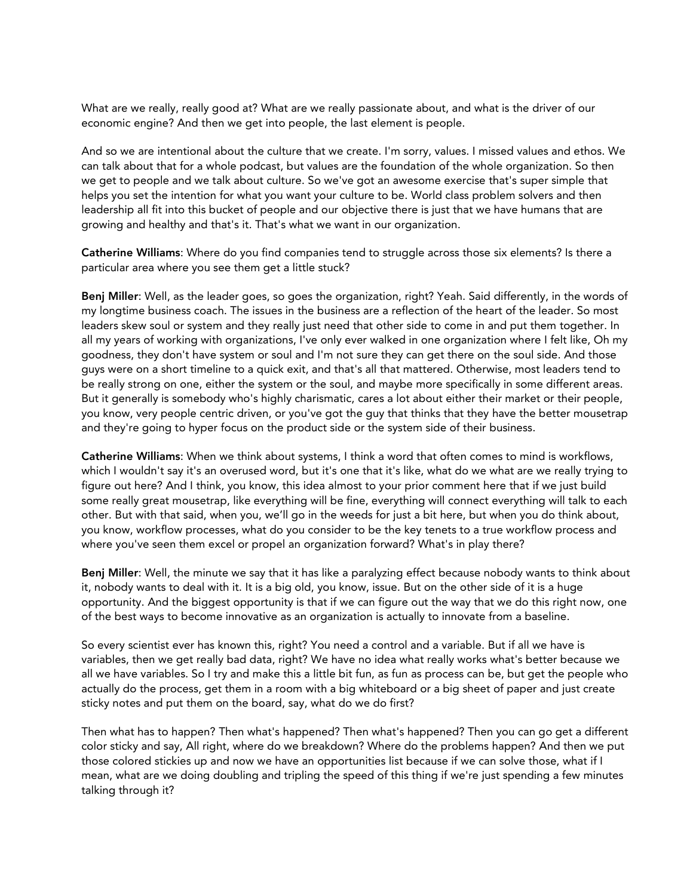What are we really, really good at? What are we really passionate about, and what is the driver of our economic engine? And then we get into people, the last element is people.

And so we are intentional about the culture that we create. I'm sorry, values. I missed values and ethos. We can talk about that for a whole podcast, but values are the foundation of the whole organization. So then we get to people and we talk about culture. So we've got an awesome exercise that's super simple that helps you set the intention for what you want your culture to be. World class problem solvers and then leadership all fit into this bucket of people and our objective there is just that we have humans that are growing and healthy and that's it. That's what we want in our organization.

**Catherine Williams**: Where do you find companies tend to struggle across those six elements? Is there a particular area where you see them get a little stuck?

**Benj Miller**: Well, as the leader goes, so goes the organization, right? Yeah. Said differently, in the words of my longtime business coach. The issues in the business are a reflection of the heart of the leader. So most leaders skew soul or system and they really just need that other side to come in and put them together. In all my years of working with organizations, I've only ever walked in one organization where I felt like, Oh my goodness, they don't have system or soul and I'm not sure they can get there on the soul side. And those guys were on a short timeline to a quick exit, and that's all that mattered. Otherwise, most leaders tend to be really strong on one, either the system or the soul, and maybe more specifically in some different areas. But it generally is somebody who's highly charismatic, cares a lot about either their market or their people, you know, very people centric driven, or you've got the guy that thinks that they have the better mousetrap and they're going to hyper focus on the product side or the system side of their business.

**Catherine Williams**: When we think about systems, I think a word that often comes to mind is workflows, which I wouldn't say it's an overused word, but it's one that it's like, what do we what are we really trying to figure out here? And I think, you know, this idea almost to your prior comment here that if we just build some really great mousetrap, like everything will be fine, everything will connect everything will talk to each other. But with that said, when you, we'll go in the weeds for just a bit here, but when you do think about, you know, workflow processes, what do you consider to be the key tenets to a true workflow process and where you've seen them excel or propel an organization forward? What's in play there?

**Benj Miller**: Well, the minute we say that it has like a paralyzing effect because nobody wants to think about it, nobody wants to deal with it. It is a big old, you know, issue. But on the other side of it is a huge opportunity. And the biggest opportunity is that if we can figure out the way that we do this right now, one of the best ways to become innovative as an organization is actually to innovate from a baseline.

So every scientist ever has known this, right? You need a control and a variable. But if all we have is variables, then we get really bad data, right? We have no idea what really works what's better because we all we have variables. So I try and make this a little bit fun, as fun as process can be, but get the people who actually do the process, get them in a room with a big whiteboard or a big sheet of paper and just create sticky notes and put them on the board, say, what do we do first?

Then what has to happen? Then what's happened? Then what's happened? Then you can go get a different color sticky and say, All right, where do we breakdown? Where do the problems happen? And then we put those colored stickies up and now we have an opportunities list because if we can solve those, what if I mean, what are we doing doubling and tripling the speed of this thing if we're just spending a few minutes talking through it?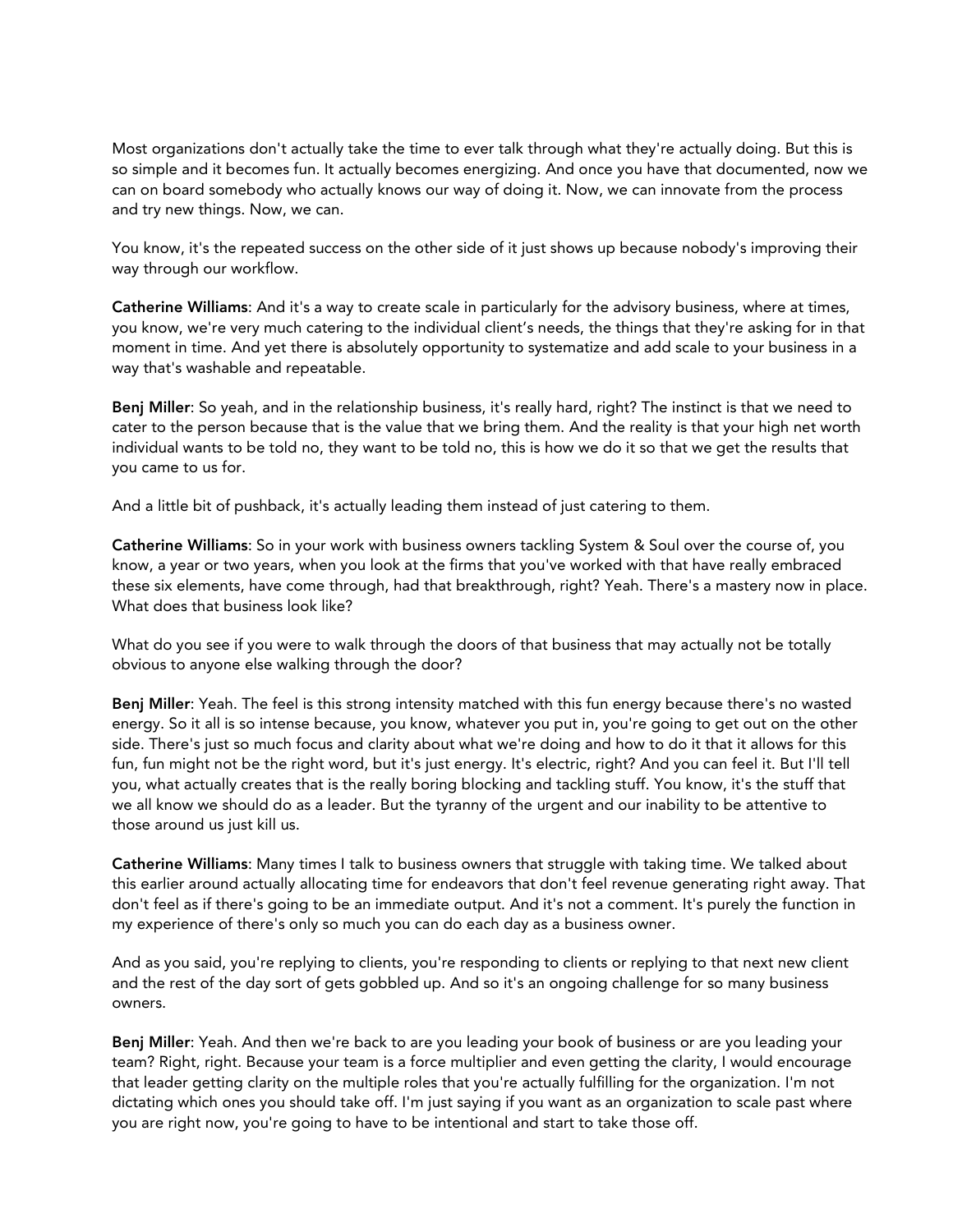Most organizations don't actually take the time to ever talk through what they're actually doing. But this is so simple and it becomes fun. It actually becomes energizing. And once you have that documented, now we can on board somebody who actually knows our way of doing it. Now, we can innovate from the process and try new things. Now, we can.

You know, it's the repeated success on the other side of it just shows up because nobody's improving their way through our workflow.

**Catherine Williams**: And it's a way to create scale in particularly for the advisory business, where at times, you know, we're very much catering to the individual client's needs, the things that they're asking for in that moment in time. And yet there is absolutely opportunity to systematize and add scale to your business in a way that's washable and repeatable.

**Benj Miller**: So yeah, and in the relationship business, it's really hard, right? The instinct is that we need to cater to the person because that is the value that we bring them. And the reality is that your high net worth individual wants to be told no, they want to be told no, this is how we do it so that we get the results that you came to us for.

And a little bit of pushback, it's actually leading them instead of just catering to them.

**Catherine Williams**: So in your work with business owners tackling System & Soul over the course of, you know, a year or two years, when you look at the firms that you've worked with that have really embraced these six elements, have come through, had that breakthrough, right? Yeah. There's a mastery now in place. What does that business look like?

What do you see if you were to walk through the doors of that business that may actually not be totally obvious to anyone else walking through the door?

**Benj Miller**: Yeah. The feel is this strong intensity matched with this fun energy because there's no wasted energy. So it all is so intense because, you know, whatever you put in, you're going to get out on the other side. There's just so much focus and clarity about what we're doing and how to do it that it allows for this fun, fun might not be the right word, but it's just energy. It's electric, right? And you can feel it. But I'll tell you, what actually creates that is the really boring blocking and tackling stuff. You know, it's the stuff that we all know we should do as a leader. But the tyranny of the urgent and our inability to be attentive to those around us just kill us.

**Catherine Williams**: Many times I talk to business owners that struggle with taking time. We talked about this earlier around actually allocating time for endeavors that don't feel revenue generating right away. That don't feel as if there's going to be an immediate output. And it's not a comment. It's purely the function in my experience of there's only so much you can do each day as a business owner.

And as you said, you're replying to clients, you're responding to clients or replying to that next new client and the rest of the day sort of gets gobbled up. And so it's an ongoing challenge for so many business owners.

**Benj Miller**: Yeah. And then we're back to are you leading your book of business or are you leading your team? Right, right. Because your team is a force multiplier and even getting the clarity, I would encourage that leader getting clarity on the multiple roles that you're actually fulfilling for the organization. I'm not dictating which ones you should take off. I'm just saying if you want as an organization to scale past where you are right now, you're going to have to be intentional and start to take those off.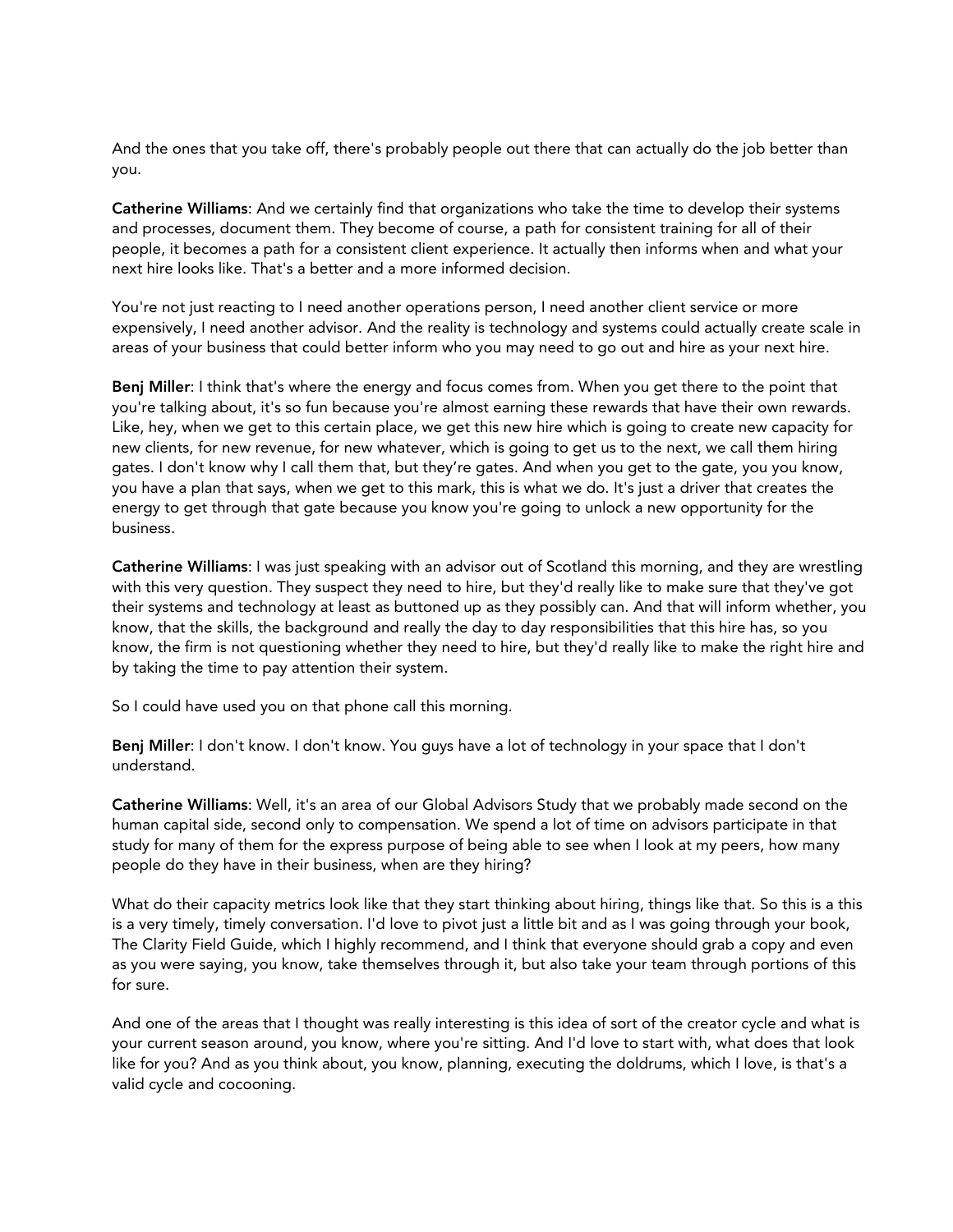And the ones that you take off, there's probably people out there that can actually do the job better than you.

**Catherine Williams**: And we certainly find that organizations who take the time to develop their systems and processes, document them. They become of course, a path for consistent training for all of their people, it becomes a path for a consistent client experience. It actually then informs when and what your next hire looks like. That's a better and a more informed decision.

You're not just reacting to I need another operations person, I need another client service or more expensively, I need another advisor. And the reality is technology and systems could actually create scale in areas of your business that could better inform who you may need to go out and hire as your next hire.

**Benj Miller**: I think that's where the energy and focus comes from. When you get there to the point that you're talking about, it's so fun because you're almost earning these rewards that have their own rewards. Like, hey, when we get to this certain place, we get this new hire which is going to create new capacity for new clients, for new revenue, for new whatever, which is going to get us to the next, we call them hiring gates. I don't know why I call them that, but they're gates. And when you get to the gate, you you know, you have a plan that says, when we get to this mark, this is what we do. It's just a driver that creates the energy to get through that gate because you know you're going to unlock a new opportunity for the business.

**Catherine Williams**: I was just speaking with an advisor out of Scotland this morning, and they are wrestling with this very question. They suspect they need to hire, but they'd really like to make sure that they've got their systems and technology at least as buttoned up as they possibly can. And that will inform whether, you know, that the skills, the background and really the day to day responsibilities that this hire has, so you know, the firm is not questioning whether they need to hire, but they'd really like to make the right hire and by taking the time to pay attention their system.

So I could have used you on that phone call this morning.

**Benj Miller**: I don't know. I don't know. You guys have a lot of technology in your space that I don't understand.

**Catherine Williams**: Well, it's an area of our Global Advisors Study that we probably made second on the human capital side, second only to compensation. We spend a lot of time on advisors participate in that study for many of them for the express purpose of being able to see when I look at my peers, how many people do they have in their business, when are they hiring?

What do their capacity metrics look like that they start thinking about hiring, things like that. So this is a this is a very timely, timely conversation. I'd love to pivot just a little bit and as I was going through your book, The Clarity Field Guide, which I highly recommend, and I think that everyone should grab a copy and even as you were saying, you know, take themselves through it, but also take your team through portions of this for sure.

And one of the areas that I thought was really interesting is this idea of sort of the creator cycle and what is your current season around, you know, where you're sitting. And I'd love to start with, what does that look like for you? And as you think about, you know, planning, executing the doldrums, which I love, is that's a valid cycle and cocooning.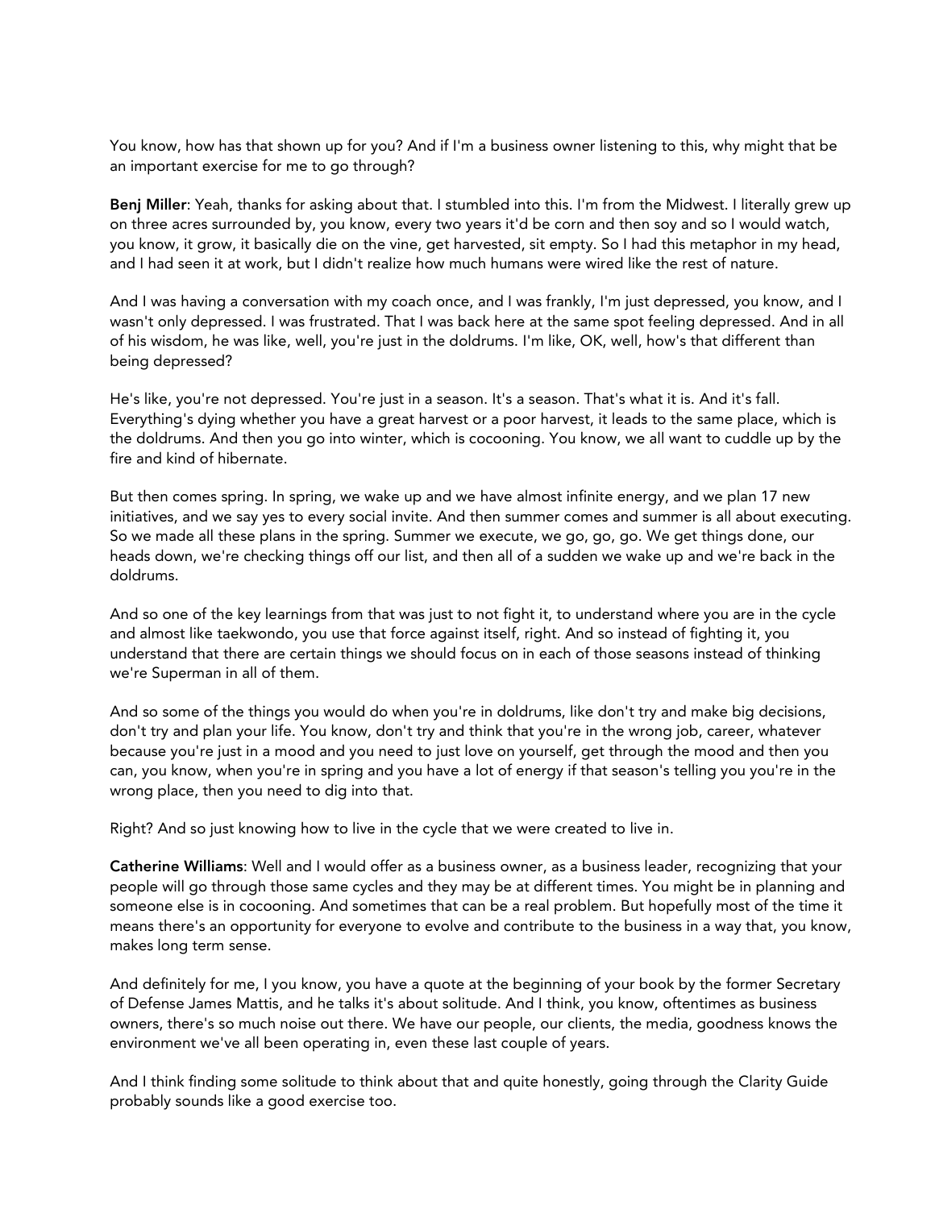You know, how has that shown up for you? And if I'm a business owner listening to this, why might that be an important exercise for me to go through?

**Benj Miller**: Yeah, thanks for asking about that. I stumbled into this. I'm from the Midwest. I literally grew up on three acres surrounded by, you know, every two years it'd be corn and then soy and so I would watch, you know, it grow, it basically die on the vine, get harvested, sit empty. So I had this metaphor in my head, and I had seen it at work, but I didn't realize how much humans were wired like the rest of nature.

And I was having a conversation with my coach once, and I was frankly, I'm just depressed, you know, and I wasn't only depressed. I was frustrated. That I was back here at the same spot feeling depressed. And in all of his wisdom, he was like, well, you're just in the doldrums. I'm like, OK, well, how's that different than being depressed?

He's like, you're not depressed. You're just in a season. It's a season. That's what it is. And it's fall. Everything's dying whether you have a great harvest or a poor harvest, it leads to the same place, which is the doldrums. And then you go into winter, which is cocooning. You know, we all want to cuddle up by the fire and kind of hibernate.

But then comes spring. In spring, we wake up and we have almost infinite energy, and we plan 17 new initiatives, and we say yes to every social invite. And then summer comes and summer is all about executing. So we made all these plans in the spring. Summer we execute, we go, go, go. We get things done, our heads down, we're checking things off our list, and then all of a sudden we wake up and we're back in the doldrums.

And so one of the key learnings from that was just to not fight it, to understand where you are in the cycle and almost like taekwondo, you use that force against itself, right. And so instead of fighting it, you understand that there are certain things we should focus on in each of those seasons instead of thinking we're Superman in all of them.

And so some of the things you would do when you're in doldrums, like don't try and make big decisions, don't try and plan your life. You know, don't try and think that you're in the wrong job, career, whatever because you're just in a mood and you need to just love on yourself, get through the mood and then you can, you know, when you're in spring and you have a lot of energy if that season's telling you you're in the wrong place, then you need to dig into that.

Right? And so just knowing how to live in the cycle that we were created to live in.

**Catherine Williams**: Well and I would offer as a business owner, as a business leader, recognizing that your people will go through those same cycles and they may be at different times. You might be in planning and someone else is in cocooning. And sometimes that can be a real problem. But hopefully most of the time it means there's an opportunity for everyone to evolve and contribute to the business in a way that, you know, makes long term sense.

And definitely for me, I you know, you have a quote at the beginning of your book by the former Secretary of Defense James Mattis, and he talks it's about solitude. And I think, you know, oftentimes as business owners, there's so much noise out there. We have our people, our clients, the media, goodness knows the environment we've all been operating in, even these last couple of years.

And I think finding some solitude to think about that and quite honestly, going through the Clarity Guide probably sounds like a good exercise too.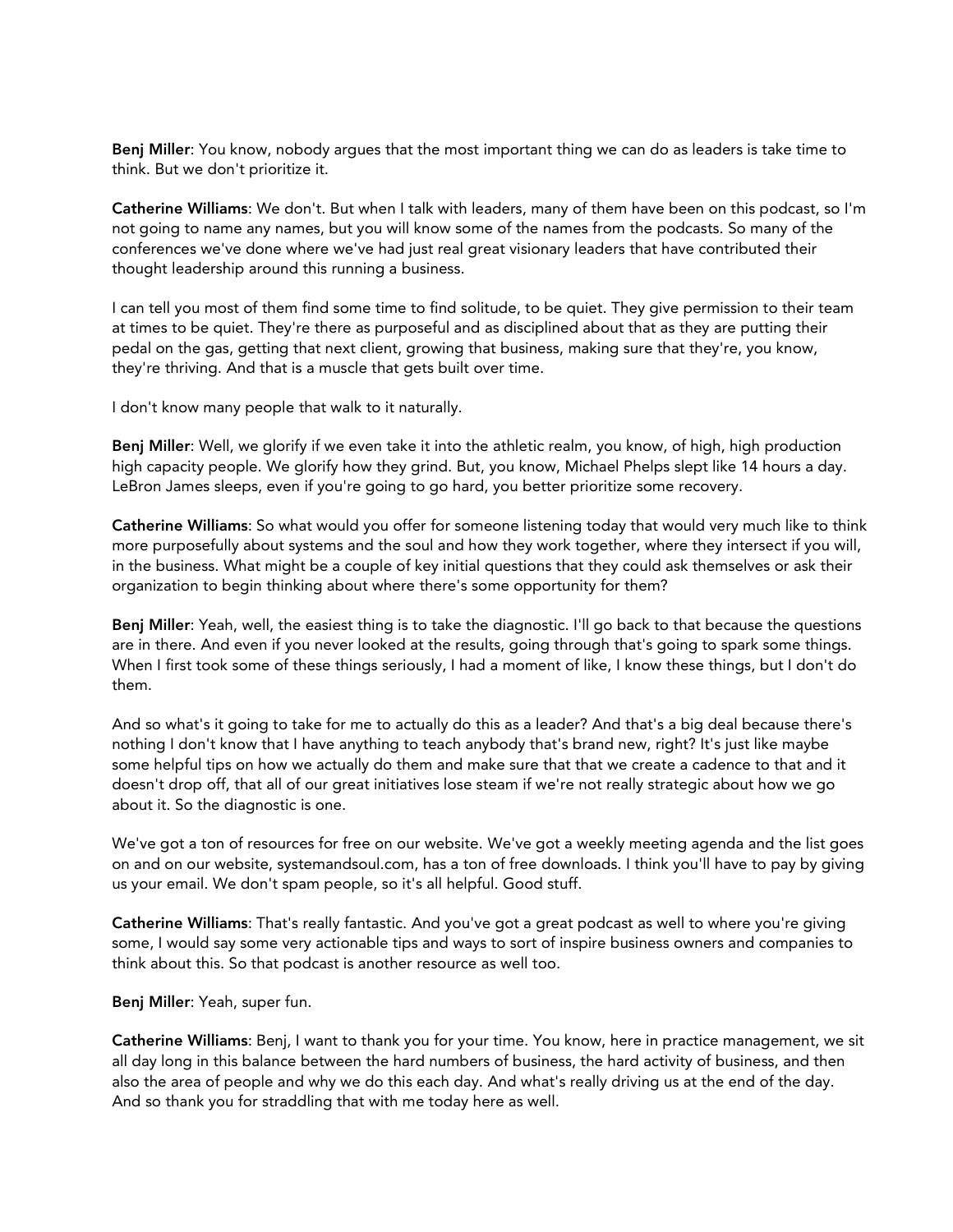**Benj Miller**: You know, nobody argues that the most important thing we can do as leaders is take time to think. But we don't prioritize it.

**Catherine Williams**: We don't. But when I talk with leaders, many of them have been on this podcast, so I'm not going to name any names, but you will know some of the names from the podcasts. So many of the conferences we've done where we've had just real great visionary leaders that have contributed their thought leadership around this running a business.

I can tell you most of them find some time to find solitude, to be quiet. They give permission to their team at times to be quiet. They're there as purposeful and as disciplined about that as they are putting their pedal on the gas, getting that next client, growing that business, making sure that they're, you know, they're thriving. And that is a muscle that gets built over time.

I don't know many people that walk to it naturally.

**Benj Miller**: Well, we glorify if we even take it into the athletic realm, you know, of high, high production high capacity people. We glorify how they grind. But, you know, Michael Phelps slept like 14 hours a day. LeBron James sleeps, even if you're going to go hard, you better prioritize some recovery.

**Catherine Williams**: So what would you offer for someone listening today that would very much like to think more purposefully about systems and the soul and how they work together, where they intersect if you will, in the business. What might be a couple of key initial questions that they could ask themselves or ask their organization to begin thinking about where there's some opportunity for them?

**Benj Miller**: Yeah, well, the easiest thing is to take the diagnostic. I'll go back to that because the questions are in there. And even if you never looked at the results, going through that's going to spark some things. When I first took some of these things seriously, I had a moment of like, I know these things, but I don't do them.

And so what's it going to take for me to actually do this as a leader? And that's a big deal because there's nothing I don't know that I have anything to teach anybody that's brand new, right? It's just like maybe some helpful tips on how we actually do them and make sure that that we create a cadence to that and it doesn't drop off, that all of our great initiatives lose steam if we're not really strategic about how we go about it. So the diagnostic is one.

We've got a ton of resources for free on our website. We've got a weekly meeting agenda and the list goes on and on our website, systemandsoul.com, has a ton of free downloads. I think you'll have to pay by giving us your email. We don't spam people, so it's all helpful. Good stuff.

**Catherine Williams**: That's really fantastic. And you've got a great podcast as well to where you're giving some, I would say some very actionable tips and ways to sort of inspire business owners and companies to think about this. So that podcast is another resource as well too.

**Benj Miller**: Yeah, super fun.

**Catherine Williams**: Benj, I want to thank you for your time. You know, here in practice management, we sit all day long in this balance between the hard numbers of business, the hard activity of business, and then also the area of people and why we do this each day. And what's really driving us at the end of the day. And so thank you for straddling that with me today here as well.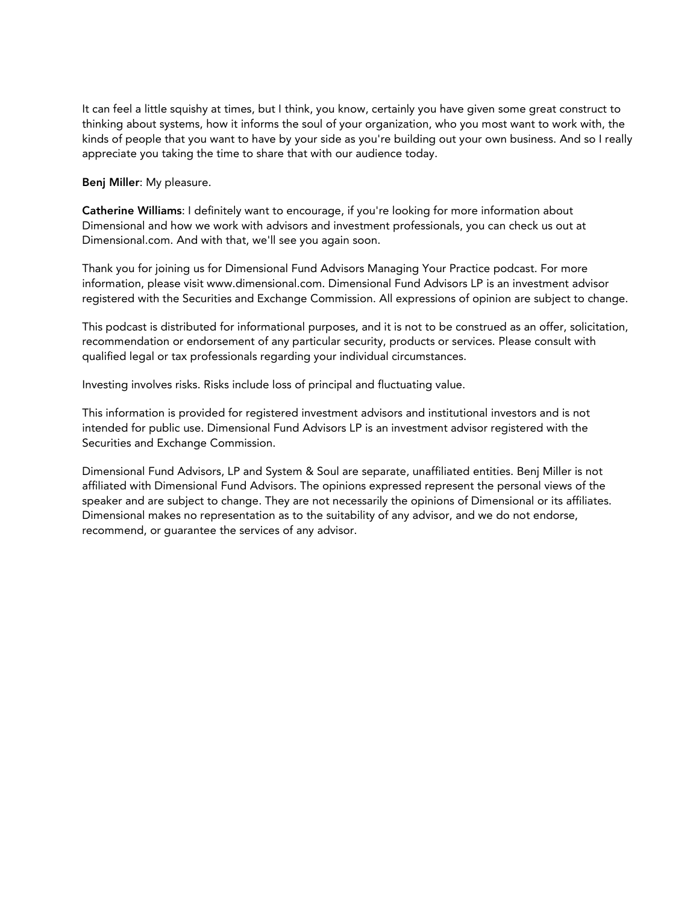It can feel a little squishy at times, but I think, you know, certainly you have given some great construct to thinking about systems, how it informs the soul of your organization, who you most want to work with, the kinds of people that you want to have by your side as you're building out your own business. And so I really appreciate you taking the time to share that with our audience today.

**Benj Miller**: My pleasure.

**Catherine Williams**: I definitely want to encourage, if you're looking for more information about Dimensional and how we work with advisors and investment professionals, you can check us out at Dimensional.com. And with that, we'll see you again soon.

Thank you for joining us for Dimensional Fund Advisors Managing Your Practice podcast. For more information, please visit www.dimensional.com. Dimensional Fund Advisors LP is an investment advisor registered with the Securities and Exchange Commission. All expressions of opinion are subject to change.

This podcast is distributed for informational purposes, and it is not to be construed as an offer, solicitation, recommendation or endorsement of any particular security, products or services. Please consult with qualified legal or tax professionals regarding your individual circumstances.

Investing involves risks. Risks include loss of principal and fluctuating value.

This information is provided for registered investment advisors and institutional investors and is not intended for public use. Dimensional Fund Advisors LP is an investment advisor registered with the Securities and Exchange Commission.

Dimensional Fund Advisors, LP and System & Soul are separate, unaffiliated entities. Benj Miller is not affiliated with Dimensional Fund Advisors. The opinions expressed represent the personal views of the speaker and are subject to change. They are not necessarily the opinions of Dimensional or its affiliates. Dimensional makes no representation as to the suitability of any advisor, and we do not endorse, recommend, or guarantee the services of any advisor.